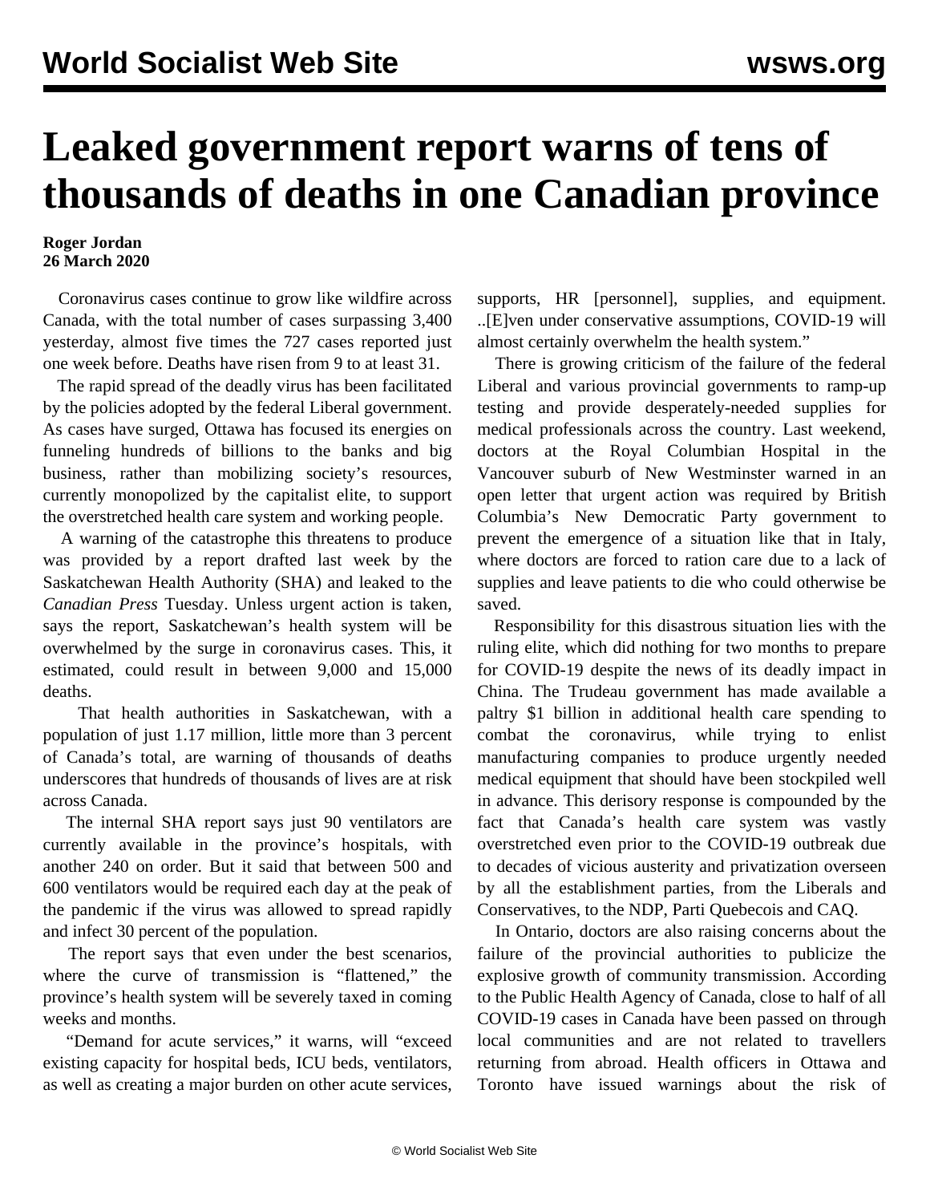# Leaked government report warns of tens of thousands of deaths in one Canadian province

**Roger Jordan**
**26 March 2020**

Coronavirus cases continue to grow like wildfire across Canada, with the total number of cases surpassing 3,400 yesterday, almost five times the 727 cases reported just one week before. Deaths have risen from 9 to at least 31.

The rapid spread of the deadly virus has been facilitated by the policies adopted by the federal Liberal government. As cases have surged, Ottawa has focused its energies on funneling hundreds of billions to the banks and big business, rather than mobilizing society's resources, currently monopolized by the capitalist elite, to support the overstretched health care system and working people.

A warning of the catastrophe this threatens to produce was provided by a report drafted last week by the Saskatchewan Health Authority (SHA) and leaked to the *Canadian Press* Tuesday. Unless urgent action is taken, says the report, Saskatchewan's health system will be overwhelmed by the surge in coronavirus cases. This, it estimated, could result in between 9,000 and 15,000 deaths.

That health authorities in Saskatchewan, with a population of just 1.17 million, little more than 3 percent of Canada's total, are warning of thousands of deaths underscores that hundreds of thousands of lives are at risk across Canada.

The internal SHA report says just 90 ventilators are currently available in the province's hospitals, with another 240 on order. But it said that between 500 and 600 ventilators would be required each day at the peak of the pandemic if the virus was allowed to spread rapidly and infect 30 percent of the population.

The report says that even under the best scenarios, where the curve of transmission is "flattened," the province's health system will be severely taxed in coming weeks and months.

"Demand for acute services," it warns, will "exceed existing capacity for hospital beds, ICU beds, ventilators, as well as creating a major burden on other acute services, supports, HR [personnel], supplies, and equipment. ..[E]ven under conservative assumptions, COVID-19 will almost certainly overwhelm the health system."

There is growing criticism of the failure of the federal Liberal and various provincial governments to ramp-up testing and provide desperately-needed supplies for medical professionals across the country. Last weekend, doctors at the Royal Columbian Hospital in the Vancouver suburb of New Westminster warned in an open letter that urgent action was required by British Columbia's New Democratic Party government to prevent the emergence of a situation like that in Italy, where doctors are forced to ration care due to a lack of supplies and leave patients to die who could otherwise be saved.

Responsibility for this disastrous situation lies with the ruling elite, which did nothing for two months to prepare for COVID-19 despite the news of its deadly impact in China. The Trudeau government has made available a paltry $1 billion in additional health care spending to combat the coronavirus, while trying to enlist manufacturing companies to produce urgently needed medical equipment that should have been stockpiled well in advance. This derisory response is compounded by the fact that Canada's health care system was vastly overstretched even prior to the COVID-19 outbreak due to decades of vicious austerity and privatization overseen by all the establishment parties, from the Liberals and Conservatives, to the NDP, Parti Quebecois and CAQ.

In Ontario, doctors are also raising concerns about the failure of the provincial authorities to publicize the explosive growth of community transmission. According to the Public Health Agency of Canada, close to half of all COVID-19 cases in Canada have been passed on through local communities and are not related to travellers returning from abroad. Health officers in Ottawa and Toronto have issued warnings about the risk of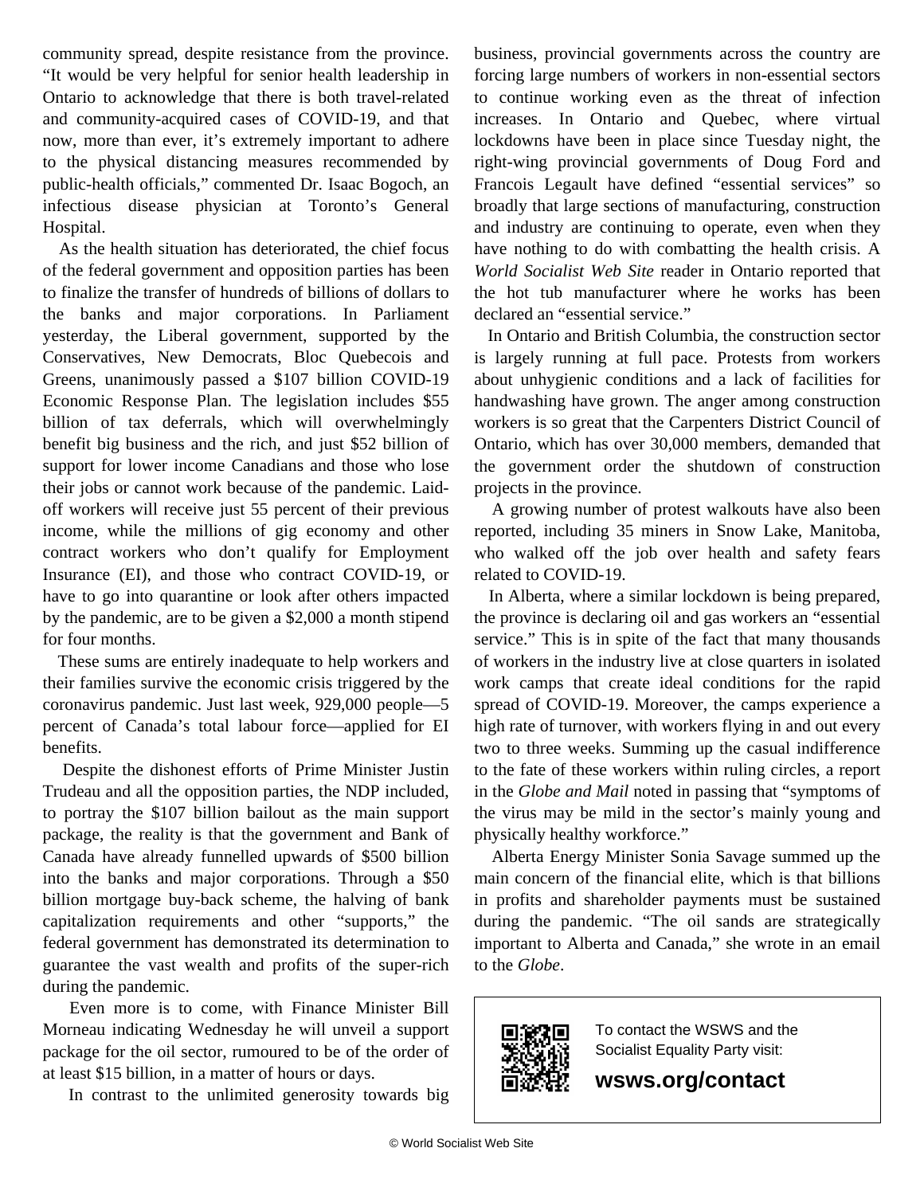community spread, despite resistance from the province. "It would be very helpful for senior health leadership in Ontario to acknowledge that there is both travel-related and community-acquired cases of COVID-19, and that now, more than ever, it's extremely important to adhere to the physical distancing measures recommended by public-health officials," commented Dr. Isaac Bogoch, an infectious disease physician at Toronto's General Hospital.

As the health situation has deteriorated, the chief focus of the federal government and opposition parties has been to finalize the transfer of hundreds of billions of dollars to the banks and major corporations. In Parliament yesterday, the Liberal government, supported by the Conservatives, New Democrats, Bloc Quebecois and Greens, unanimously passed a $107 billion COVID-19 Economic Response Plan. The legislation includes $55 billion of tax deferrals, which will overwhelmingly benefit big business and the rich, and just $52 billion of support for lower income Canadians and those who lose their jobs or cannot work because of the pandemic. Laid-off workers will receive just 55 percent of their previous income, while the millions of gig economy and other contract workers who don't qualify for Employment Insurance (EI), and those who contract COVID-19, or have to go into quarantine or look after others impacted by the pandemic, are to be given a $2,000 a month stipend for four months.

These sums are entirely inadequate to help workers and their families survive the economic crisis triggered by the coronavirus pandemic. Just last week, 929,000 people—5 percent of Canada's total labour force—applied for EI benefits.

Despite the dishonest efforts of Prime Minister Justin Trudeau and all the opposition parties, the NDP included, to portray the $107 billion bailout as the main support package, the reality is that the government and Bank of Canada have already funnelled upwards of $500 billion into the banks and major corporations. Through a $50 billion mortgage buy-back scheme, the halving of bank capitalization requirements and other "supports," the federal government has demonstrated its determination to guarantee the vast wealth and profits of the super-rich during the pandemic.

Even more is to come, with Finance Minister Bill Morneau indicating Wednesday he will unveil a support package for the oil sector, rumoured to be of the order of at least $15 billion, in a matter of hours or days.

In contrast to the unlimited generosity towards big business, provincial governments across the country are forcing large numbers of workers in non-essential sectors to continue working even as the threat of infection increases. In Ontario and Quebec, where virtual lockdowns have been in place since Tuesday night, the right-wing provincial governments of Doug Ford and Francois Legault have defined "essential services" so broadly that large sections of manufacturing, construction and industry are continuing to operate, even when they have nothing to do with combatting the health crisis. A *World Socialist Web Site* reader in Ontario reported that the hot tub manufacturer where he works has been declared an "essential service."

In Ontario and British Columbia, the construction sector is largely running at full pace. Protests from workers about unhygienic conditions and a lack of facilities for handwashing have grown. The anger among construction workers is so great that the Carpenters District Council of Ontario, which has over 30,000 members, demanded that the government order the shutdown of construction projects in the province.

A growing number of protest walkouts have also been reported, including 35 miners in Snow Lake, Manitoba, who walked off the job over health and safety fears related to COVID-19.

In Alberta, where a similar lockdown is being prepared, the province is declaring oil and gas workers an "essential service." This is in spite of the fact that many thousands of workers in the industry live at close quarters in isolated work camps that create ideal conditions for the rapid spread of COVID-19. Moreover, the camps experience a high rate of turnover, with workers flying in and out every two to three weeks. Summing up the casual indifference to the fate of these workers within ruling circles, a report in the *Globe and Mail* noted in passing that "symptoms of the virus may be mild in the sector's mainly young and physically healthy workforce."

Alberta Energy Minister Sonia Savage summed up the main concern of the financial elite, which is that billions in profits and shareholder payments must be sustained during the pandemic. "The oil sands are strategically important to Alberta and Canada," she wrote in an email to the *Globe*.

To contact the WSWS and the Socialist Equality Party visit:

**wsws.org/contact**